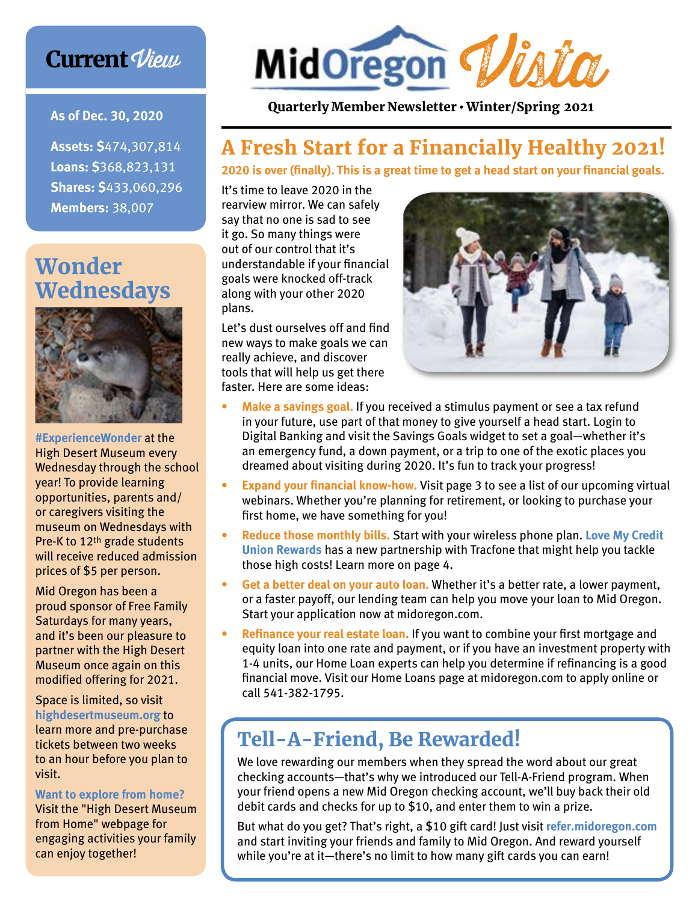# MidOregon Vista

Quarterly Member Newsletter • Winter/Spring 2021

## A Fresh Start for a Financially Healthy 2021!

**2020 is over (finally). This is a great time to get a head start on your financial goals.**

It's time to leave 2020 in the rearview mirror. We can safely say that no one is sad to see it go. So many things were out of our control that it's understandable if your financial goals were knocked off-track along with your other 2020 plans.

Let's dust ourselves off and find new ways to make goals we can really achieve, and discover tools that will help us get there faster. Here are some ideas:

- **Make a savings goal.** If you received a stimulus payment or see a tax refund in your future, use part of that money to give yourself a head start. Login to Digital Banking and visit the Savings Goals widget to set a goal—whether it's an emergency fund, a down payment, or a trip to one of the exotic places you dreamed about visiting during 2020. It's fun to track your progress!
- **Expand your financial know-how.** Visit page 3 to see a list of our upcoming virtual webinars. Whether you're planning for retirement, or looking to purchase your first home, we have something for you!
- **Reduce those monthly bills.** Start with your wireless phone plan. **Love My Credit Union Rewards** has a new partnership with Tracfone that might help you tackle those high costs! Learn more on page 4.
- **Get a better deal on your auto loan.** Whether it's a better rate, a lower payment, or a faster payoff, our lending team can help you move your loan to Mid Oregon. Start your application now at midoregon.com.
- **Refinance your real estate loan.** If you want to combine your first mortgage and equity loan into one rate and payment, or if you have an investment property with 1-4 units, our Home Loan experts can help you determine if refinancing is a good financial move. Visit our Home Loans page at midoregon.com to apply online or call 541-382-1795.

## Tell-A-Friend, Be Rewarded!

We love rewarding our members when they spread the word about our great checking accounts—that's why we introduced our Tell-A-Friend program. When your friend opens a new Mid Oregon checking account, we'll buy back their old debit cards and checks for up to $10, and enter them to win a prize.

But what do you get? That's right, a $10 gift card! Just visit **refer.midoregon.com** and start inviting your friends and family to Mid Oregon. And reward yourself while you're at it—there's no limit to how many gift cards you can earn!

## Current *View*

**As of Dec. 30, 2020**

**Assets: $**474,307,814
**Loans: $**368,823,131
**Shares: $**433,060,296
**Members:** 38,007

## Wonder Wednesdays

**#ExperienceWonder** at the High Desert Museum every Wednesday through the school year! To provide learning opportunities, parents and/or caregivers visiting the museum on Wednesdays with Pre-K to 12th grade students will receive reduced admission prices of $5 per person.

Mid Oregon has been a proud sponsor of Free Family Saturdays for many years, and it's been our pleasure to partner with the High Desert Museum once again on this modified offering for 2021.

Space is limited, so visit **highdesertmuseum.org** to learn more and pre-purchase tickets between two weeks to an hour before you plan to visit.

**Want to explore from home?** Visit the "High Desert Museum from Home" webpage for engaging activities your family can enjoy together!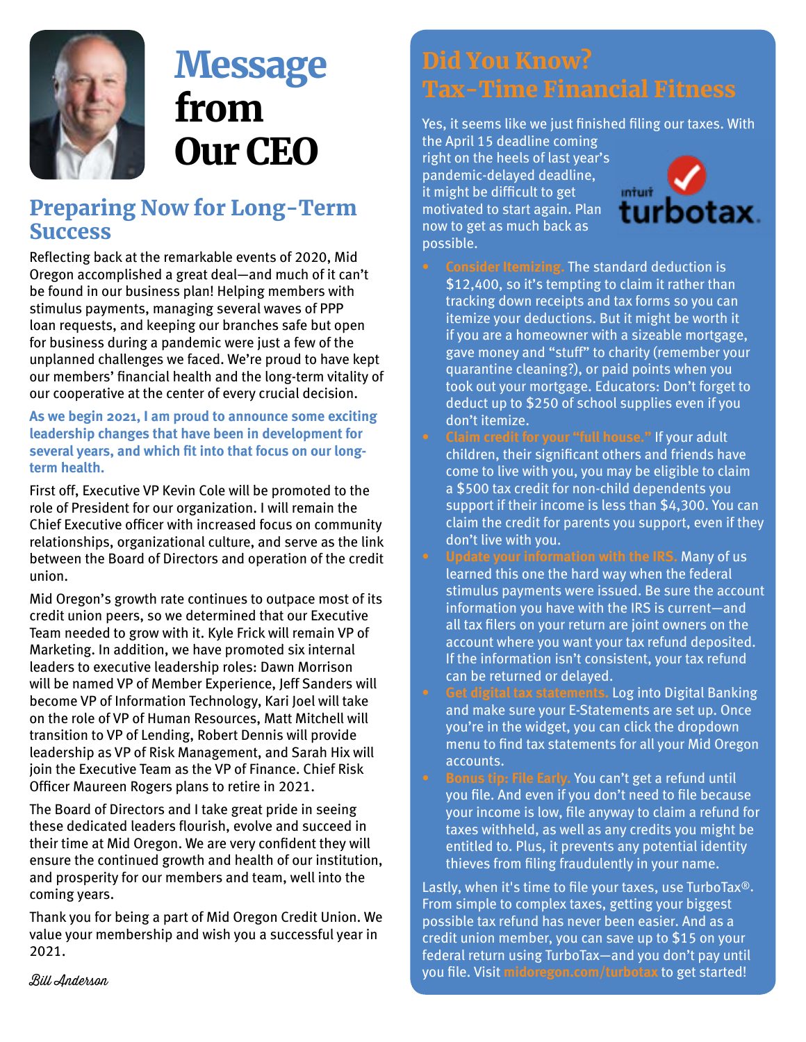# Message from Our CEO

## Preparing Now for Long-Term Success

Reflecting back at the remarkable events of 2020, Mid Oregon accomplished a great deal—and much of it can't be found in our business plan! Helping members with stimulus payments, managing several waves of PPP loan requests, and keeping our branches safe but open for business during a pandemic were just a few of the unplanned challenges we faced. We're proud to have kept our members' financial health and the long-term vitality of our cooperative at the center of every crucial decision.

**As we begin 2021, I am proud to announce some exciting leadership changes that have been in development for several years, and which fit into that focus on our long-term health.**

First off, Executive VP Kevin Cole will be promoted to the role of President for our organization. I will remain the Chief Executive officer with increased focus on community relationships, organizational culture, and serve as the link between the Board of Directors and operation of the credit union.

Mid Oregon's growth rate continues to outpace most of its credit union peers, so we determined that our Executive Team needed to grow with it. Kyle Frick will remain VP of Marketing. In addition, we have promoted six internal leaders to executive leadership roles: Dawn Morrison will be named VP of Member Experience, Jeff Sanders will become VP of Information Technology, Kari Joel will take on the role of VP of Human Resources, Matt Mitchell will transition to VP of Lending, Robert Dennis will provide leadership as VP of Risk Management, and Sarah Hix will join the Executive Team as the VP of Finance. Chief Risk Officer Maureen Rogers plans to retire in 2021.

The Board of Directors and I take great pride in seeing these dedicated leaders flourish, evolve and succeed in their time at Mid Oregon. We are very confident they will ensure the continued growth and health of our institution, and prosperity for our members and team, well into the coming years.

Thank you for being a part of Mid Oregon Credit Union. We value your membership and wish you a successful year in 2021.

*Bill Anderson*

## Did You Know? Tax-Time Financial Fitness

Yes, it seems like we just finished filing our taxes. With the April 15 deadline coming right on the heels of last year's pandemic-delayed deadline, it might be difficult to get motivated to start again. Plan now to get as much back as possible.

- **Consider Itemizing.** The standard deduction is $12,400, so it's tempting to claim it rather than tracking down receipts and tax forms so you can itemize your deductions. But it might be worth it if you are a homeowner with a sizeable mortgage, gave money and "stuff" to charity (remember your quarantine cleaning?), or paid points when you took out your mortgage. Educators: Don't forget to deduct up to $250 of school supplies even if you don't itemize.
- **Claim credit for your "full house."** If your adult children, their significant others and friends have come to live with you, you may be eligible to claim a $500 tax credit for non-child dependents you support if their income is less than $4,300. You can claim the credit for parents you support, even if they don't live with you.
- **Update your information with the IRS.** Many of us learned this one the hard way when the federal stimulus payments were issued. Be sure the account information you have with the IRS is current—and all tax filers on your return are joint owners on the account where you want your tax refund deposited. If the information isn't consistent, your tax refund can be returned or delayed.
- **Get digital tax statements.** Log into Digital Banking and make sure your E-Statements are set up. Once you're in the widget, you can click the dropdown menu to find tax statements for all your Mid Oregon accounts.
- **Bonus tip: File Early.** You can't get a refund until you file. And even if you don't need to file because your income is low, file anyway to claim a refund for taxes withheld, as well as any credits you might be entitled to. Plus, it prevents any potential identity thieves from filing fraudulently in your name.

Lastly, when it's time to file your taxes, use TurboTax®. From simple to complex taxes, getting your biggest possible tax refund has never been easier. And as a credit union member, you can save up to $15 on your federal return using TurboTax—and you don't pay until you file. Visit **midoregon.com/turbotax** to get started!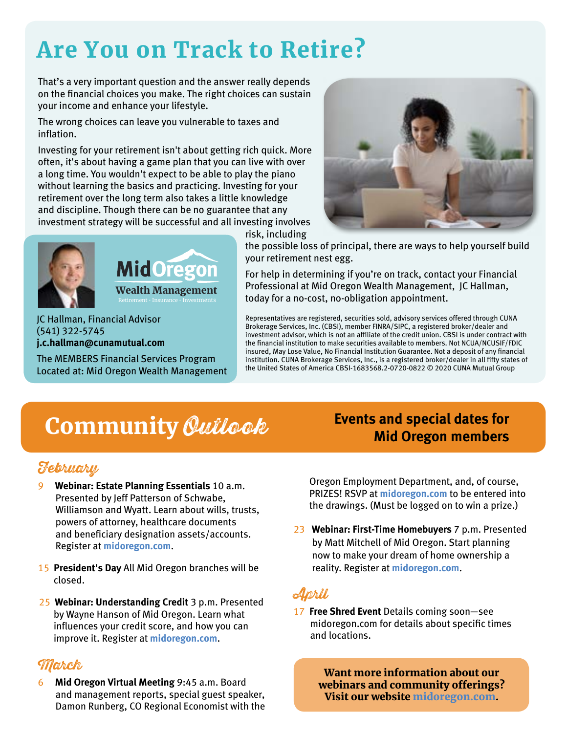# Are You on Track to Retire?

That's a very important question and the answer really depends on the financial choices you make. The right choices can sustain your income and enhance your lifestyle.

The wrong choices can leave you vulnerable to taxes and inflation.

Investing for your retirement isn't about getting rich quick. More often, it's about having a game plan that you can live with over a long time. You wouldn't expect to be able to play the piano without learning the basics and practicing. Investing for your retirement over the long term also takes a little knowledge and discipline. Though there can be no guarantee that any investment strategy will be successful and all investing involves risk, including the possible loss of principal, there are ways to help yourself build your retirement nest egg.

For help in determining if you're on track, contact your Financial Professional at Mid Oregon Wealth Management, JC Hallman, today for a no-cost, no-obligation appointment.

**MidOregon Wealth Management**
Retirement · Insurance · Investments

JC Hallman, Financial Advisor
(541) 322-5745
**j.c.hallman@cunamutual.com**

The MEMBERS Financial Services Program
Located at: Mid Oregon Wealth Management

Representatives are registered, securities sold, advisory services offered through CUNA Brokerage Services, Inc. (CBSI), member FINRA/SIPC, a registered broker/dealer and investment advisor, which is not an affiliate of the credit union. CBSI is under contract with the financial institution to make securities available to members. Not NCUA/NCUSIF/FDIC insured, May Lose Value, No Financial Institution Guarantee. Not a deposit of any financial institution. CUNA Brokerage Services, Inc., is a registered broker/dealer in all fifty states of the United States of America CBSI-1683568.2-0720-0822 © 2020 CUNA Mutual Group

# Community *Outlook*

**Events and special dates for Mid Oregon members**

## *February*

9 **Webinar: Estate Planning Essentials** 10 a.m. Presented by Jeff Patterson of Schwabe, Williamson and Wyatt. Learn about wills, trusts, powers of attorney, healthcare documents and beneficiary designation assets/accounts. Register at **midoregon.com**.

15 **President's Day** All Mid Oregon branches will be closed.

25 **Webinar: Understanding Credit** 3 p.m. Presented by Wayne Hanson of Mid Oregon. Learn what influences your credit score, and how you can improve it. Register at **midoregon.com**.

## *March*

6 **Mid Oregon Virtual Meeting** 9:45 a.m. Board and management reports, special guest speaker, Damon Runberg, CO Regional Economist with the Oregon Employment Department, and, of course, PRIZES! RSVP at **midoregon.com** to be entered into the drawings. (Must be logged on to win a prize.)

23 **Webinar: First-Time Homebuyers** 7 p.m. Presented by Matt Mitchell of Mid Oregon. Start planning now to make your dream of home ownership a reality. Register at **midoregon.com**.

## *April*

17 **Free Shred Event** Details coming soon—see midoregon.com for details about specific times and locations.

**Want more information about our webinars and community offerings? Visit our website midoregon.com.**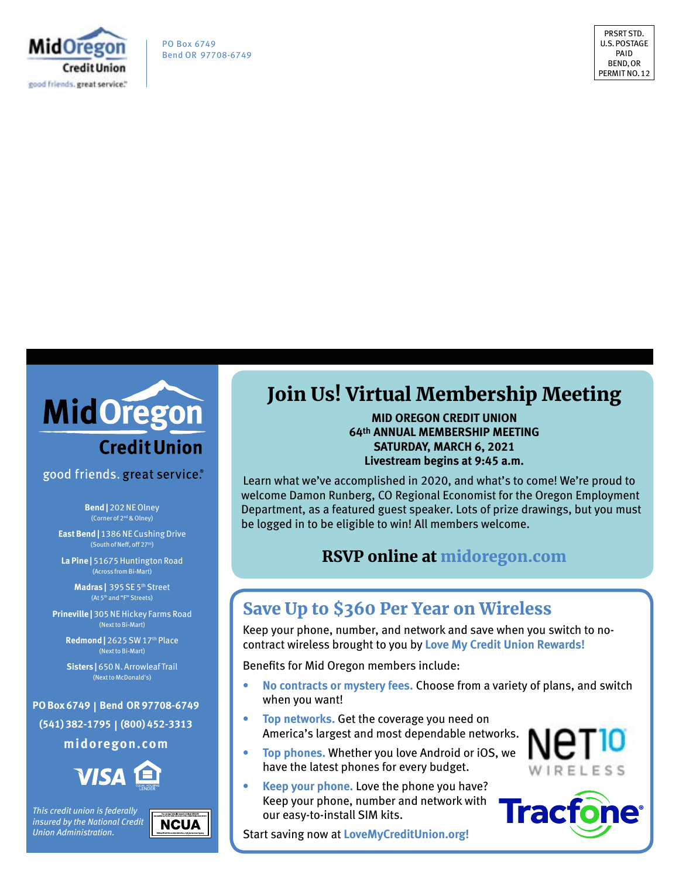MidOregon Credit Union

good friends. great service.

PO Box 6749
Bend OR 97708-6749

PRSRT STD.
U.S. POSTAGE
PAID
BEND, OR
PERMIT NO. 12

# Join Us! Virtual Membership Meeting

**MID OREGON CREDIT UNION**
**64th ANNUAL MEMBERSHIP MEETING**
**SATURDAY, MARCH 6, 2021**
**Livestream begins at 9:45 a.m.**

Learn what we've accomplished in 2020, and what's to come! We're proud to welcome Damon Runberg, CO Regional Economist for the Oregon Employment Department, as a featured guest speaker. Lots of prize drawings, but you must be logged in to be eligible to win! All members welcome.

**RSVP online at midoregon.com**

## Save Up to $360 Per Year on Wireless

Keep your phone, number, and network and save when you switch to no-contract wireless brought to you by **Love My Credit Union Rewards!**

Benefits for Mid Oregon members include:

- **No contracts or mystery fees.** Choose from a variety of plans, and switch when you want!
- **Top networks.** Get the coverage you need on America's largest and most dependable networks.
- **Top phones.** Whether you love Android or iOS, we have the latest phones for every budget.
- **Keep your phone.** Love the phone you have? Keep your phone, number and network with our easy-to-install SIM kits.

Start saving now at **LoveMyCreditUnion.org!**

NET10 WIRELESS

Tracfone

MidOregon Credit Union

good friends. great service.

**Bend |** 202 NE Olney
(Corner of 2nd & Olney)

**East Bend |** 1386 NE Cushing Drive
(South of Neff, off 27th)

**La Pine |** 51675 Huntington Road
(Across from Bi-Mart)

**Madras |** 395 SE 5th Street
(At 5th and "F" Streets)

**Prineville |** 305 NE Hickey Farms Road
(Next to Bi-Mart)

**Redmond |** 2625 SW 17th Place
(Next to Bi-Mart)

**Sisters |** 650 N. Arrowleaf Trail
(Next to McDonald's)

**PO Box 6749 | Bend OR 97708-6749**
**(541) 382-1795 | (800) 452-3313**
**midoregon.com**

VISA

EQUAL HOUSING LENDER

*This credit union is federally insured by the National Credit Union Administration.*

NCUA